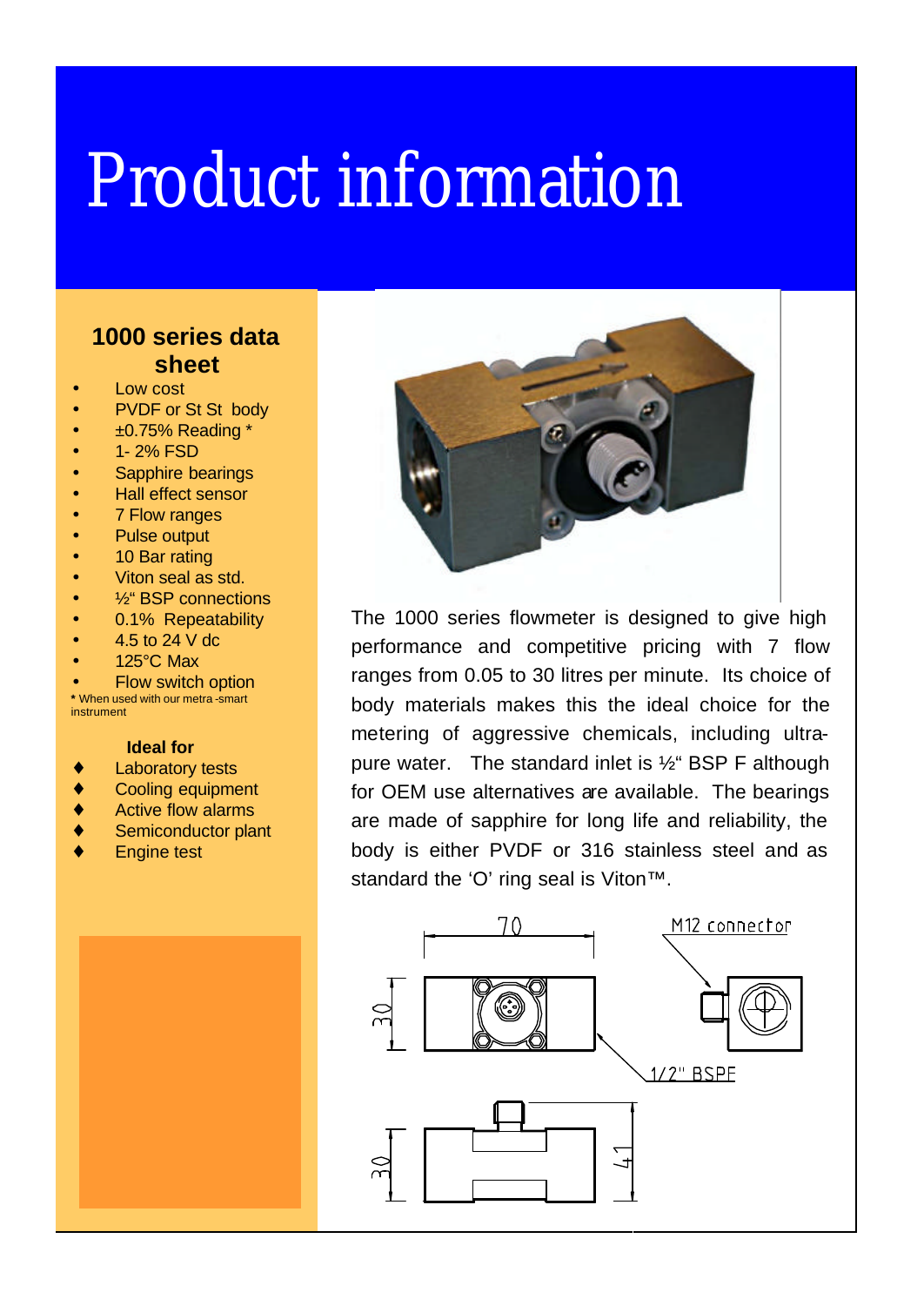# Product information

## 1000 series data sheet

- Low cost
- PVDF or St St body
- ±0.75% Reading *
- 1- 2% FSD
- Sapphire bearings
- Hall effect sensor
- 7 Flow ranges
- Pulse output
- 10 Bar rating
- Viton seal as std.
- ½" BSP connections
- 0.1% Repeatability
- 4.5 to 24 V dc
- 125°C Max
- Flow switch option

**\*** When used with our metra-smart instrument

**Ideal for**

- Laboratory tests
- Cooling equipment
- Active flow alarms
- Semiconductor plant
- Engine test

The 1000 series flowmeter is designed to give high performance and competitive pricing with 7 flow ranges from 0.05 to 30 litres per minute. Its choice of body materials makes this the ideal choice for the metering of aggressive chemicals, including ultra-pure water. The standard inlet is ½" BSP F although for OEM use alternatives are available. The bearings are made of sapphire for long life and reliability, the body is either PVDF or 316 stainless steel and as standard the 'O' ring seal is Viton™.

70

M12 connector

30

1/2" BSPF

30

41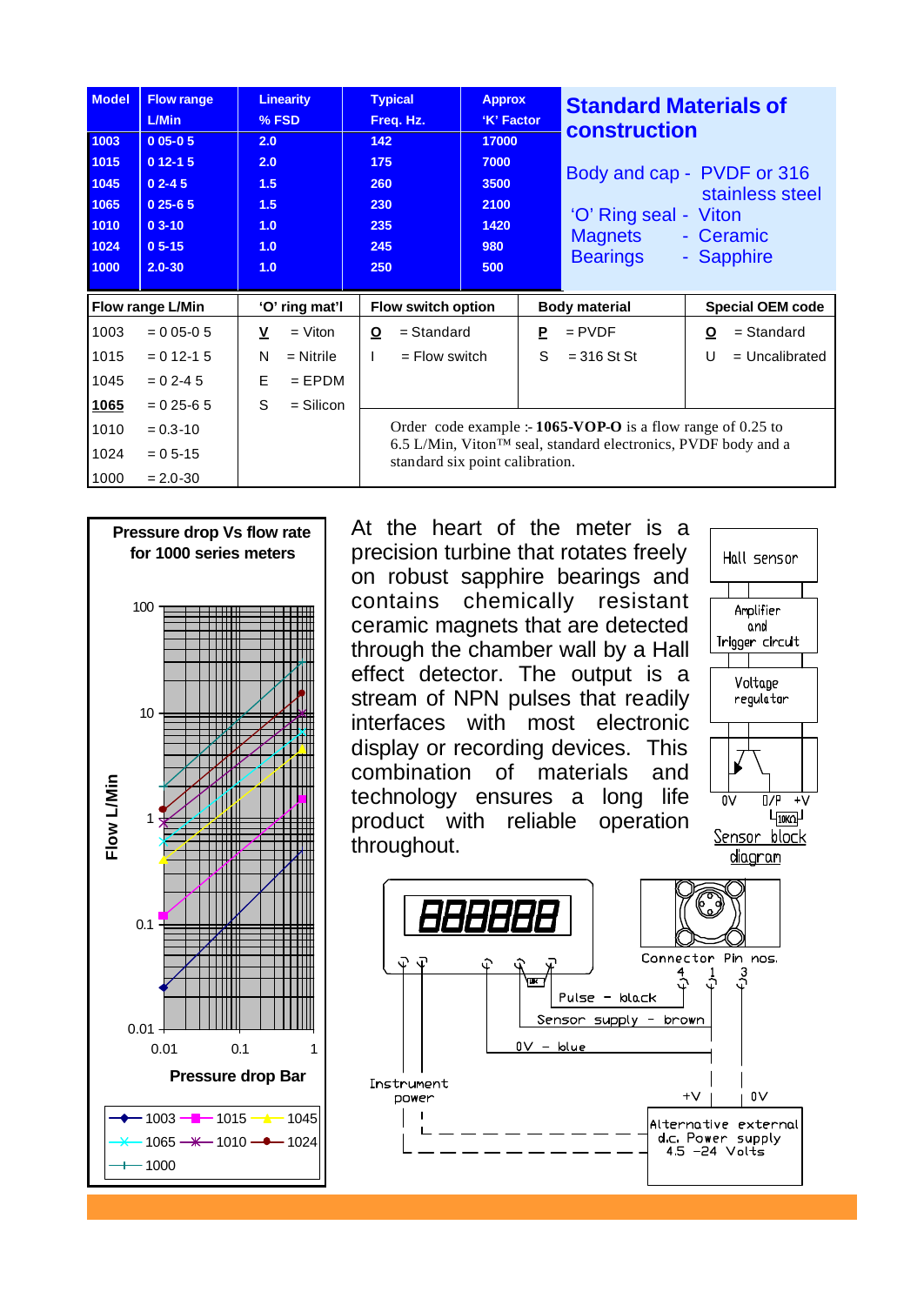| Model | Flow range L/Min | Linearity % FSD | Typical Freq. Hz. | Approx 'K' Factor |
|---|---|---|---|---|
| 1003 | 0 05-0 5 | 2.0 | 142 | 17000 |
| 1015 | 0 12-1 5 | 2.0 | 175 | 7000 |
| 1045 | 0 2-4 5 | 1.5 | 260 | 3500 |
| 1065 | 0 25-6 5 | 1.5 | 230 | 2100 |
| 1010 | 0 3-10 | 1.0 | 235 | 1420 |
| 1024 | 0 5-15 | 1.0 | 245 | 980 |
| 1000 | 2.0-30 | 1.0 | 250 | 500 |

## Standard Materials of construction

Body and cap - PVDF or 316 stainless steel
'O' Ring seal - Viton
Magnets - Ceramic
Bearings - Sapphire

| Flow range L/Min | | 'O' ring mat'l | | Flow switch option | | Body material | | Special OEM code | |
|---|---|---|---|---|---|---|---|---|---|
| 1003 | = 0 05-0 5 | **V** | = Viton | **O** | = Standard | **P** | = PVDF | **O** | = Standard |
| 1015 | = 0 12-1 5 | N | = Nitrile | I | = Flow switch | S | = 316 St St | U | = Uncalibrated |
| 1045 | = 0 2-4 5 | E | = EPDM | | | | | | |
| **1065** | = 0 25-6 5 | S | = Silicon | | | | | | |
| 1010 | = 0.3-10 | | | | | | | | |
| 1024 | = 0 5-15 | | | | | | | | |
| 1000 | = 2.0-30 | | | | | | | | |

Order code example :- **1065-VOP-O** is a flow range of 0.25 to 6.5 L/Min, Viton™ seal, standard electronics, PVDF body and a standard six point calibration.

**Pressure drop Vs flow rate for 1000 series meters**

Flow L/Min
100
10
1
0.1
0.01
0.01
0.1
1
Pressure drop Bar
1003
1015
1045
1065
1010
1024
1000

At the heart of the meter is a precision turbine that rotates freely on robust sapphire bearings and contains chemically resistant ceramic magnets that are detected through the chamber wall by a Hall effect detector. The output is a stream of NPN pulses that readily interfaces with most electronic display or recording devices. This combination of materials and technology ensures a long life product with reliable operation throughout.

Hall sensor
Amplifier and Trigger circuit
Voltage regulator
0V
O/P
+V
10KΩ
Sensor block diagram

888888
10K
Connector Pin nos.
4
1
3
Pulse - black
Sensor supply - brown
0V - blue
Instrument power
+V
0V
Alternative external d.c. Power supply 4.5 -24 Volts